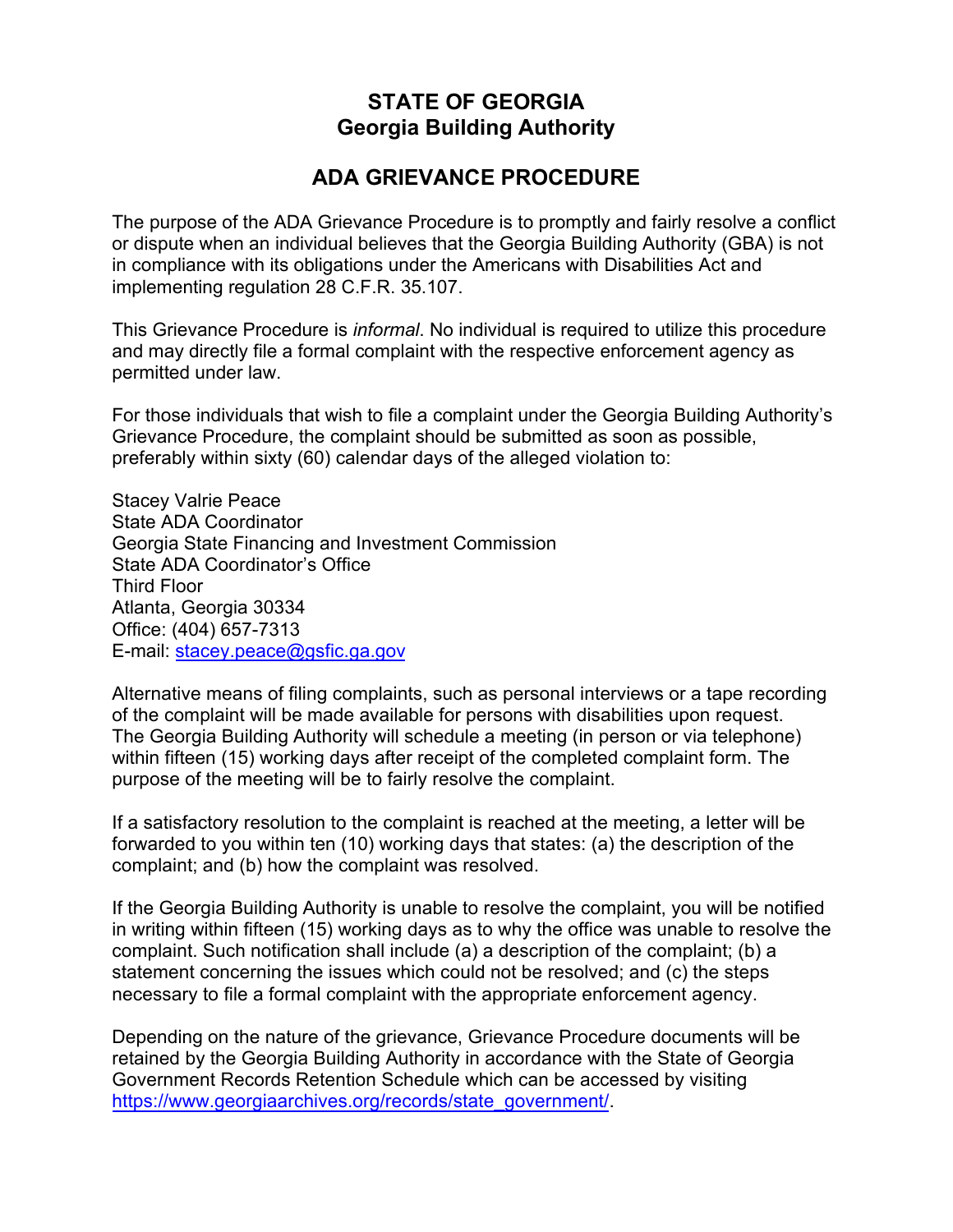# STATE OF GEORGIA
# Georgia Building Authority

## ADA GRIEVANCE PROCEDURE

The purpose of the ADA Grievance Procedure is to promptly and fairly resolve a conflict or dispute when an individual believes that the Georgia Building Authority (GBA) is not in compliance with its obligations under the Americans with Disabilities Act and implementing regulation 28 C.F.R. 35.107.

This Grievance Procedure is *informal*. No individual is required to utilize this procedure and may directly file a formal complaint with the respective enforcement agency as permitted under law.

For those individuals that wish to file a complaint under the Georgia Building Authority's Grievance Procedure, the complaint should be submitted as soon as possible, preferably within sixty (60) calendar days of the alleged violation to:

Stacey Valrie Peace
State ADA Coordinator
Georgia State Financing and Investment Commission
State ADA Coordinator's Office
Third Floor
Atlanta, Georgia 30334
Office: (404) 657-7313
E-mail: [stacey.peace@gsfic.ga.gov](mailto:stacey.peace@gsfic.ga.gov)

Alternative means of filing complaints, such as personal interviews or a tape recording of the complaint will be made available for persons with disabilities upon request. The Georgia Building Authority will schedule a meeting (in person or via telephone) within fifteen (15) working days after receipt of the completed complaint form. The purpose of the meeting will be to fairly resolve the complaint.

If a satisfactory resolution to the complaint is reached at the meeting, a letter will be forwarded to you within ten (10) working days that states: (a) the description of the complaint; and (b) how the complaint was resolved.

If the Georgia Building Authority is unable to resolve the complaint, you will be notified in writing within fifteen (15) working days as to why the office was unable to resolve the complaint. Such notification shall include (a) a description of the complaint; (b) a statement concerning the issues which could not be resolved; and (c) the steps necessary to file a formal complaint with the appropriate enforcement agency.

Depending on the nature of the grievance, Grievance Procedure documents will be retained by the Georgia Building Authority in accordance with the State of Georgia Government Records Retention Schedule which can be accessed by visiting [https://www.georgiaarchives.org/records/state_government/](https://www.georgiaarchives.org/records/state_government/).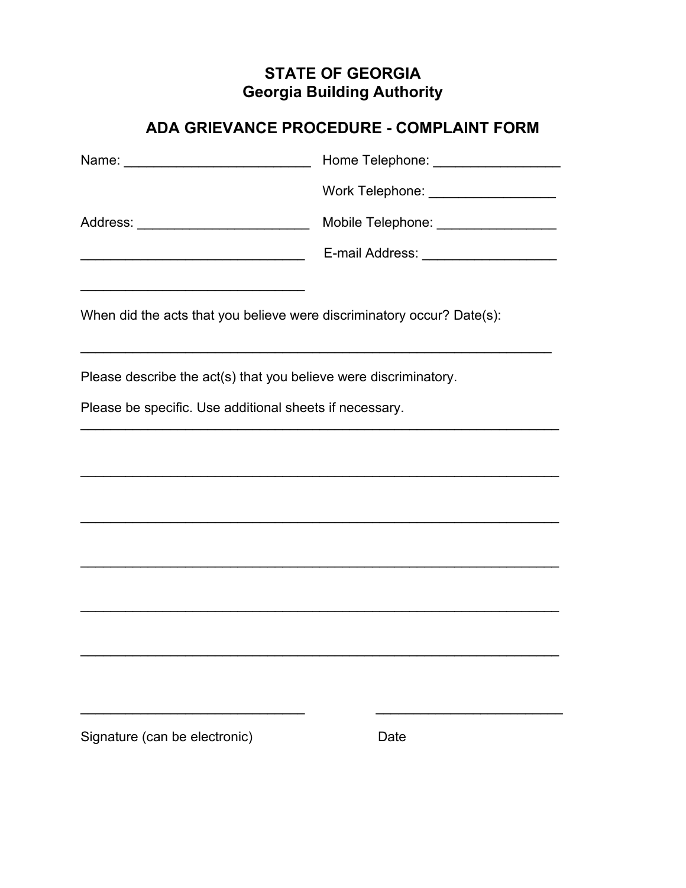**STATE OF GEORGIA**
**Georgia Building Authority**

## ADA GRIEVANCE PROCEDURE - COMPLAINT FORM

Name: _________________________ Home Telephone: _________________

Work Telephone: _________________

Address: _______________________ Mobile Telephone: ________________

______________________________ E-mail Address: __________________

______________________________

When did the acts that you believe were discriminatory occur? Date(s):

_______________________________________________________________

Please describe the act(s) that you believe were discriminatory.

Please be specific. Use additional sheets if necessary.

_______________________________________________________________

_______________________________________________________________

_______________________________________________________________

_______________________________________________________________

_______________________________________________________________

_______________________________________________________________

______________________________ _________________________

Signature (can be electronic) Date